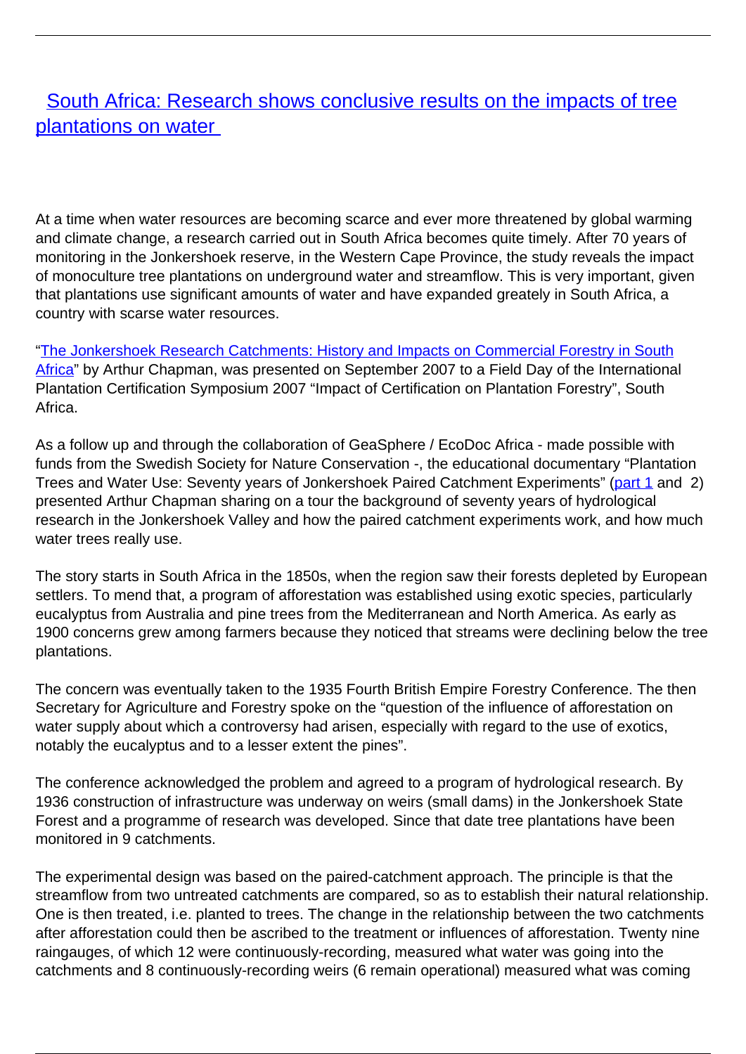# [South Africa: Research shows conclusive results on the impacts of tree plantations on water](#)

At a time when water resources are becoming scarce and ever more threatened by global warming and climate change, a research carried out in South Africa becomes quite timely. After 70 years of monitoring in the Jonkershoek reserve, in the Western Cape Province, the study reveals the impact of monoculture tree plantations on underground water and streamflow. This is very important, given that plantations use significant amounts of water and have expanded greately in South Africa, a country with scarse water resources.

"[The Jonkershoek Research Catchments: History and Impacts on Commercial Forestry in South Africa](#)" by Arthur Chapman, was presented on September 2007 to a Field Day of the International Plantation Certification Symposium 2007 "Impact of Certification on Plantation Forestry", South Africa.

As a follow up and through the collaboration of GeaSphere / EcoDoc Africa - made possible with funds from the Swedish Society for Nature Conservation -, the educational documentary "Plantation Trees and Water Use: Seventy years of Jonkershoek Paired Catchment Experiments" ([part 1](#) and 2) presented Arthur Chapman sharing on a tour the background of seventy years of hydrological research in the Jonkershoek Valley and how the paired catchment experiments work, and how much water trees really use.

The story starts in South Africa in the 1850s, when the region saw their forests depleted by European settlers. To mend that, a program of afforestation was established using exotic species, particularly eucalyptus from Australia and pine trees from the Mediterranean and North America. As early as 1900 concerns grew among farmers because they noticed that streams were declining below the tree plantations.

The concern was eventually taken to the 1935 Fourth British Empire Forestry Conference. The then Secretary for Agriculture and Forestry spoke on the "question of the influence of afforestation on water supply about which a controversy had arisen, especially with regard to the use of exotics, notably the eucalyptus and to a lesser extent the pines".

The conference acknowledged the problem and agreed to a program of hydrological research. By 1936 construction of infrastructure was underway on weirs (small dams) in the Jonkershoek State Forest and a programme of research was developed. Since that date tree plantations have been monitored in 9 catchments.

The experimental design was based on the paired-catchment approach. The principle is that the streamflow from two untreated catchments are compared, so as to establish their natural relationship. One is then treated, i.e. planted to trees. The change in the relationship between the two catchments after afforestation could then be ascribed to the treatment or influences of afforestation. Twenty nine raingauges, of which 12 were continuously-recording, measured what water was going into the catchments and 8 continuously-recording weirs (6 remain operational) measured what was coming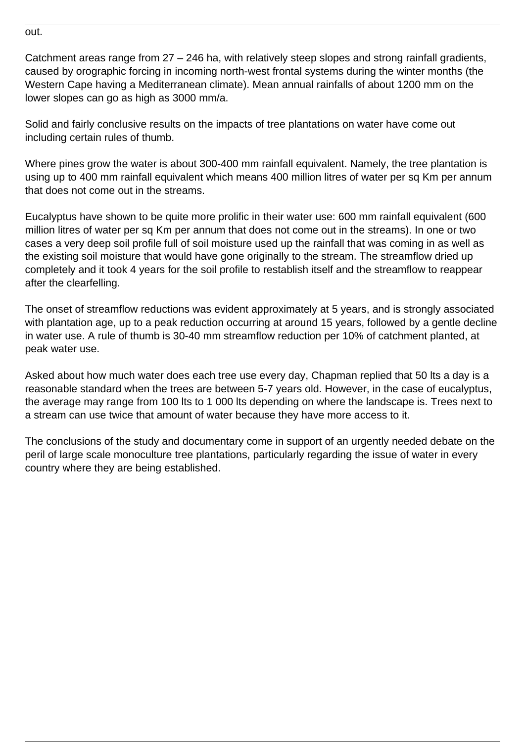out.

Catchment areas range from 27 – 246 ha, with relatively steep slopes and strong rainfall gradients, caused by orographic forcing in incoming north-west frontal systems during the winter months (the Western Cape having a Mediterranean climate). Mean annual rainfalls of about 1200 mm on the lower slopes can go as high as 3000 mm/a.

Solid and fairly conclusive results on the impacts of tree plantations on water have come out including certain rules of thumb.

Where pines grow the water is about 300-400 mm rainfall equivalent. Namely, the tree plantation is using up to 400 mm rainfall equivalent which means 400 million litres of water per sq Km per annum that does not come out in the streams.

Eucalyptus have shown to be quite more prolific in their water use: 600 mm rainfall equivalent (600 million litres of water per sq Km per annum that does not come out in the streams). In one or two cases a very deep soil profile full of soil moisture used up the rainfall that was coming in as well as the existing soil moisture that would have gone originally to the stream. The streamflow dried up completely and it took 4 years for the soil profile to restablish itself and the streamflow to reappear after the clearfelling.

The onset of streamflow reductions was evident approximately at 5 years, and is strongly associated with plantation age, up to a peak reduction occurring at around 15 years, followed by a gentle decline in water use. A rule of thumb is 30-40 mm streamflow reduction per 10% of catchment planted, at peak water use.

Asked about how much water does each tree use every day, Chapman replied that 50 lts a day is a reasonable standard when the trees are between 5-7 years old. However, in the case of eucalyptus, the average may range from 100 lts to 1 000 lts depending on where the landscape is. Trees next to a stream can use twice that amount of water because they have more access to it.

The conclusions of the study and documentary come in support of an urgently needed debate on the peril of large scale monoculture tree plantations, particularly regarding the issue of water in every country where they are being established.